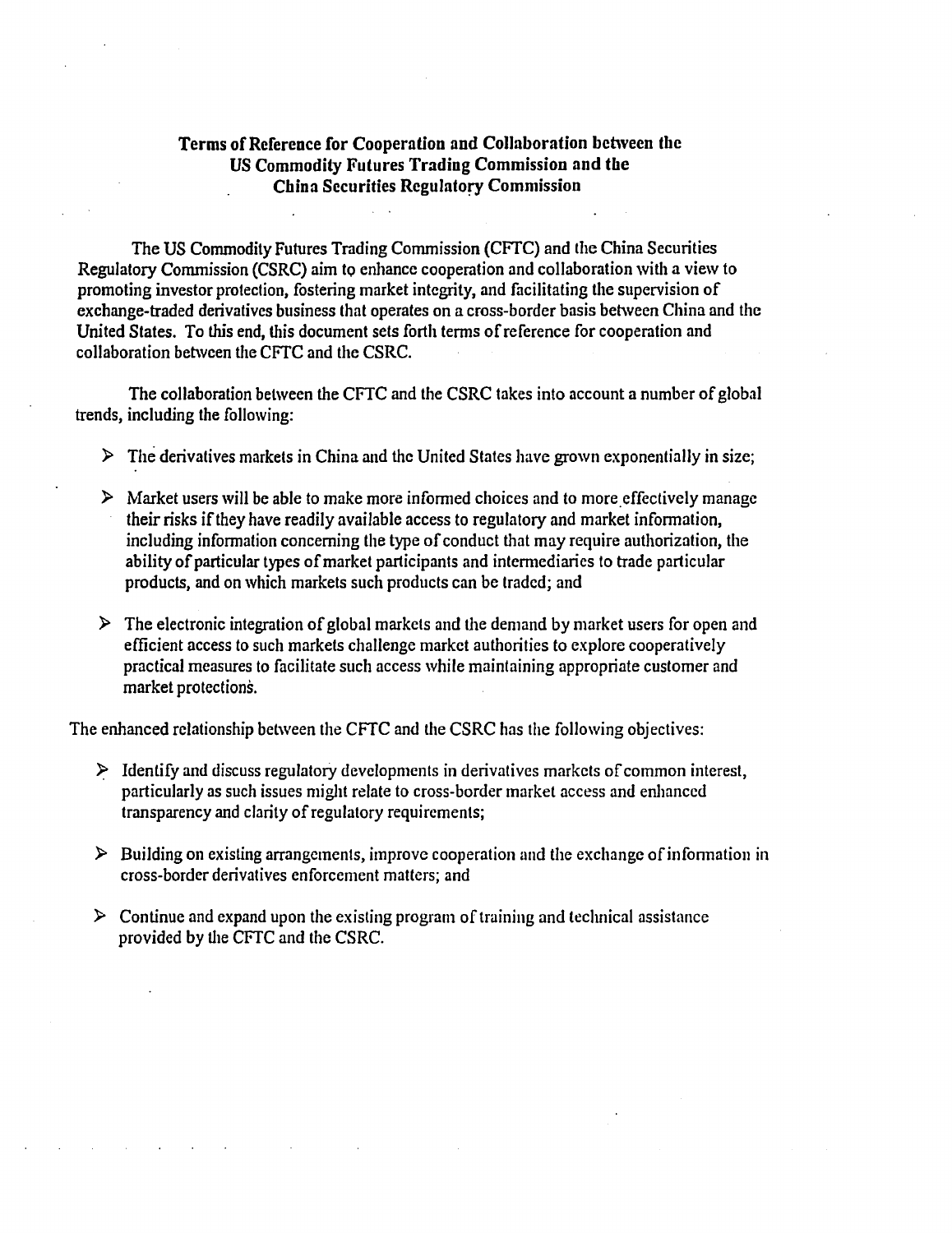# Terms of Reference for Cooperation and Collaboration between the US Commodity Futures Trading Commission and the China Securities Regulatory Commission

The US Commodity Futures Trading Commission (CFTC) and the China Securities Regulatory Commission (CSRC) aim to enhance cooperation and collaboration with a view to promoting investor protection, fostering market integrity, and facilitating the supervision of exchange-traded derivatives business that operates on a cross-border basis between China and the United States. To this end, this document sets forth terms of reference for cooperation and collaboration between the CFTC and the CSRC.

The collaboration between the CFTC and the CSRC takes into account a number of global trends, including the following:

- The derivatives markets in China and the United States have grown exponentially in size;
- Market users will be able to make more informed choices and to more effectively manage their risks if they have readily available access to regulatory and market information, including information concerning the type of conduct that may require authorization, the ability of particular types of market participants and intermediaries to trade particular products, and on which markets such products can be traded; and
- The electronic integration of global markets and the demand by market users for open and efficient access to such markets challenge market authorities to explore cooperatively practical measures to facilitate such access while maintaining appropriate customer and market protections.

The enhanced relationship between the CFTC and the CSRC has the following objectives:

- Identify and discuss regulatory developments in derivatives markets of common interest, particularly as such issues might relate to cross-border market access and enhanced transparency and clarity of regulatory requirements;
- Building on existing arrangements, improve cooperation and the exchange of information in cross-border derivatives enforcement matters; and
- Continue and expand upon the existing program of training and technical assistance provided by the CFTC and the CSRC.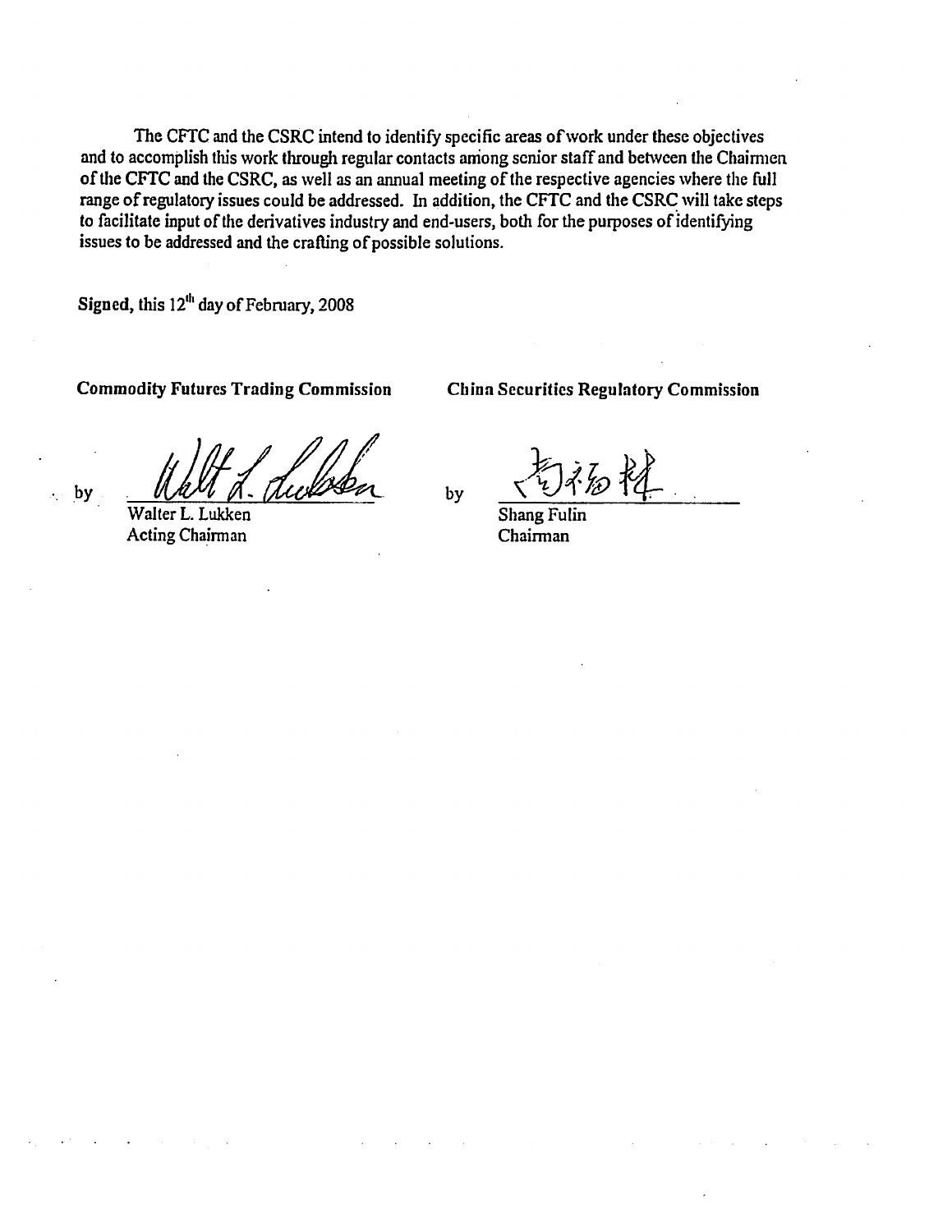The CFTC and the CSRC intend to identify specific areas of work under these objectives and to accomplish this work through regular contacts among senior staff and between the Chairmen of the CFTC and the CSRC, as well as an annual meeting of the respective agencies where the full range of regulatory issues could be addressed. In addition, the CFTC and the CSRC will take steps to facilitate input of the derivatives industry and end-users, both for the purposes of identifying issues to be addressed and the crafting of possible solutions.

**Signed**, this 12th day of February, 2008

**Commodity Futures Trading Commission**

by Walter L. Lukken
Acting Chairman

**China Securities Regulatory Commission**

by Shang Fulin
Chairman